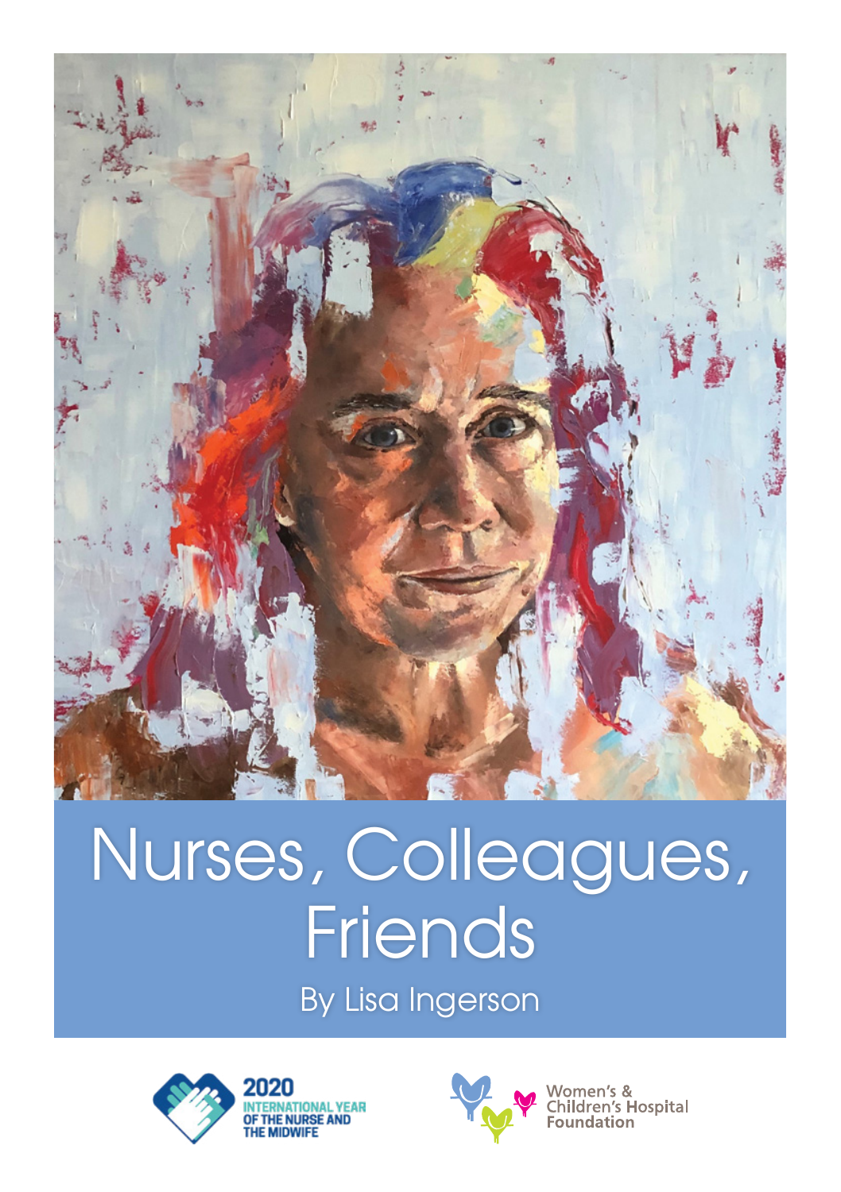# Nurses, Colleagues, Friends

By Lisa Ingerson

2020 INTERNATIONAL YEAR OF THE NURSE AND THE MIDWIFE

Women's & Children's Hospital Foundation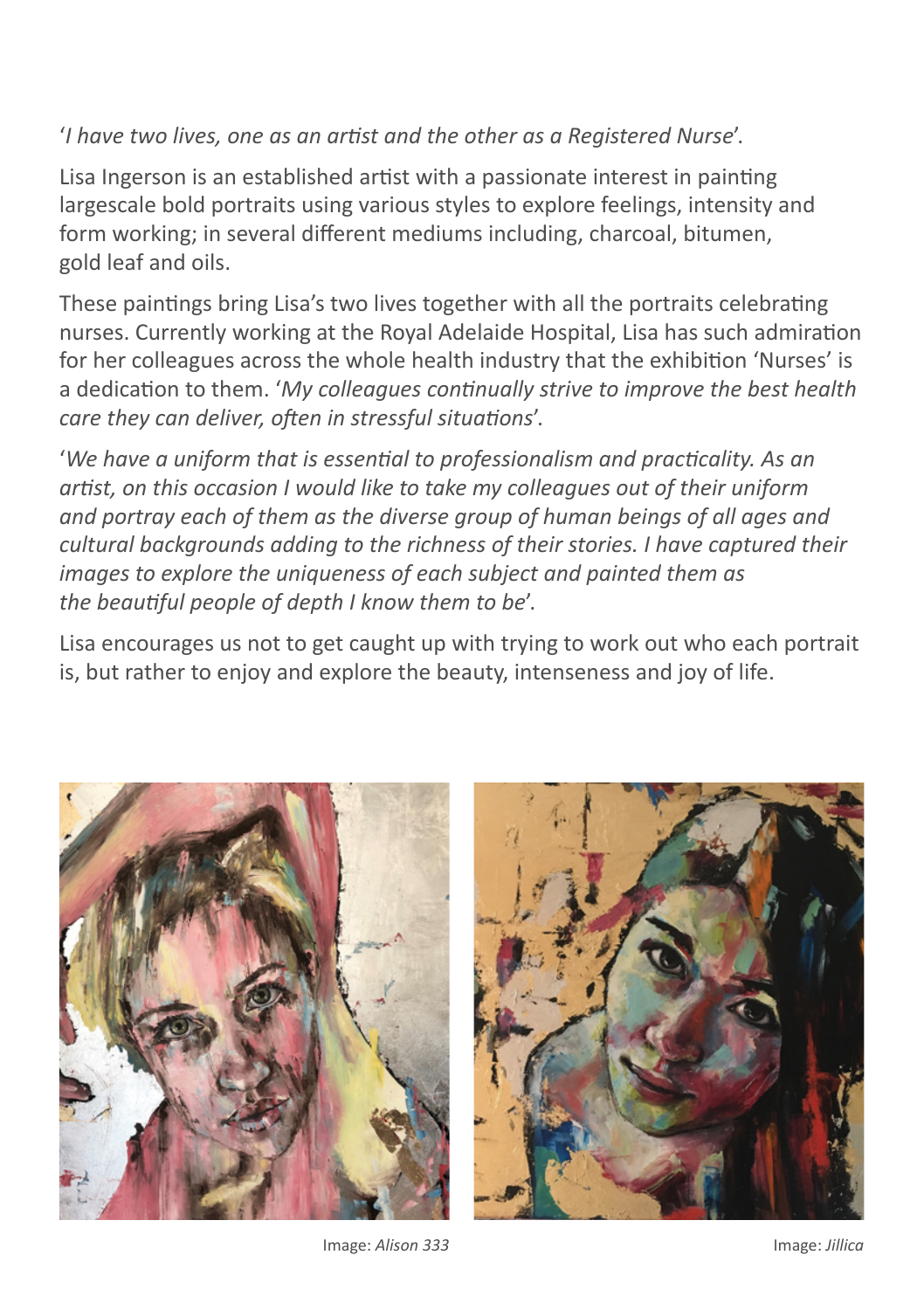'*I have two lives, one as an artist and the other as a Registered Nurse*'.

Lisa Ingerson is an established artist with a passionate interest in painting largescale bold portraits using various styles to explore feelings, intensity and form working; in several different mediums including, charcoal, bitumen, gold leaf and oils.

These paintings bring Lisa's two lives together with all the portraits celebrating nurses. Currently working at the Royal Adelaide Hospital, Lisa has such admiration for her colleagues across the whole health industry that the exhibition 'Nurses' is a dedication to them. '*My colleagues continually strive to improve the best health care they can deliver, often in stressful situations*'.

'*We have a uniform that is essential to professionalism and practicality. As an artist, on this occasion I would like to take my colleagues out of their uniform and portray each of them as the diverse group of human beings of all ages and cultural backgrounds adding to the richness of their stories. I have captured their images to explore the uniqueness of each subject and painted them as the beautiful people of depth I know them to be*'.

Lisa encourages us not to get caught up with trying to work out who each portrait is, but rather to enjoy and explore the beauty, intenseness and joy of life.

Image: *Alison 333*

Image: *Jillica*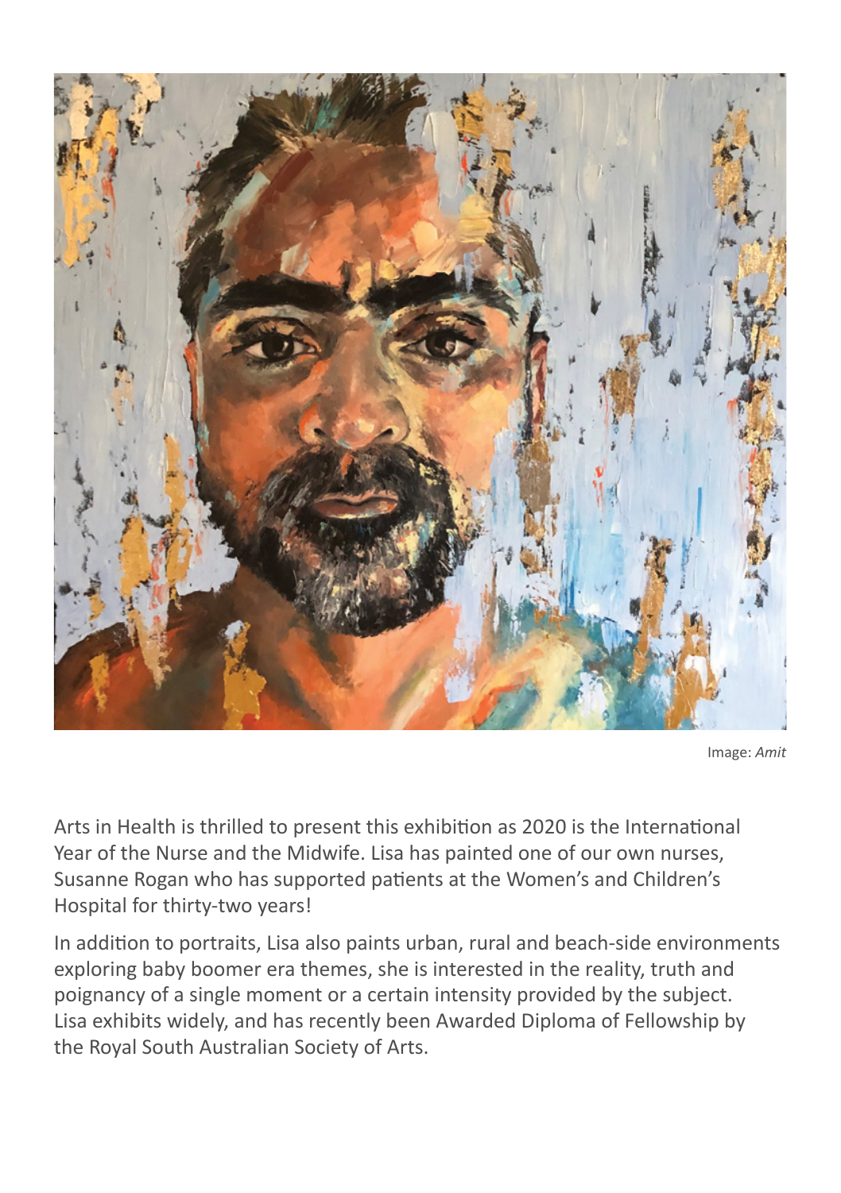Image: *Amit*

Arts in Health is thrilled to present this exhibition as 2020 is the International Year of the Nurse and the Midwife. Lisa has painted one of our own nurses, Susanne Rogan who has supported patients at the Women's and Children's Hospital for thirty-two years!

In addition to portraits, Lisa also paints urban, rural and beach-side environments exploring baby boomer era themes, she is interested in the reality, truth and poignancy of a single moment or a certain intensity provided by the subject. Lisa exhibits widely, and has recently been Awarded Diploma of Fellowship by the Royal South Australian Society of Arts.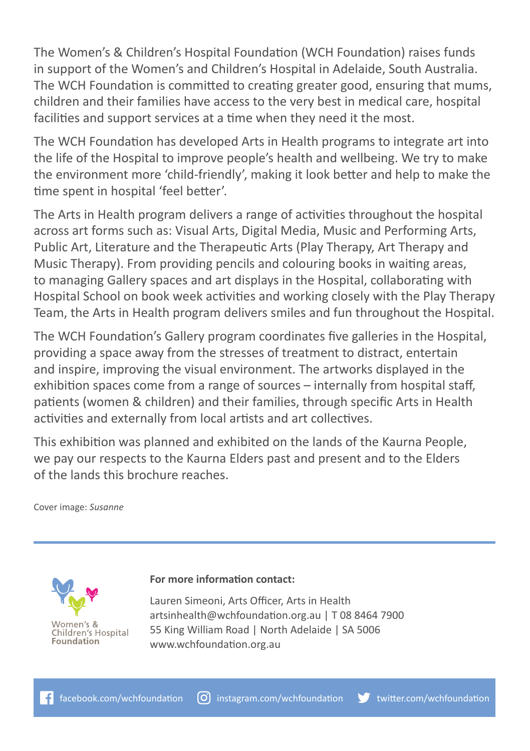The Women's & Children's Hospital Foundation (WCH Foundation) raises funds in support of the Women's and Children's Hospital in Adelaide, South Australia. The WCH Foundation is committed to creating greater good, ensuring that mums, children and their families have access to the very best in medical care, hospital facilities and support services at a time when they need it the most.

The WCH Foundation has developed Arts in Health programs to integrate art into the life of the Hospital to improve people's health and wellbeing. We try to make the environment more 'child-friendly', making it look better and help to make the time spent in hospital 'feel better'.

The Arts in Health program delivers a range of activities throughout the hospital across art forms such as: Visual Arts, Digital Media, Music and Performing Arts, Public Art, Literature and the Therapeutic Arts (Play Therapy, Art Therapy and Music Therapy). From providing pencils and colouring books in waiting areas, to managing Gallery spaces and art displays in the Hospital, collaborating with Hospital School on book week activities and working closely with the Play Therapy Team, the Arts in Health program delivers smiles and fun throughout the Hospital.

The WCH Foundation's Gallery program coordinates five galleries in the Hospital, providing a space away from the stresses of treatment to distract, entertain and inspire, improving the visual environment. The artworks displayed in the exhibition spaces come from a range of sources – internally from hospital staff, patients (women & children) and their families, through specific Arts in Health activities and externally from local artists and art collectives.

This exhibition was planned and exhibited on the lands of the Kaurna People, we pay our respects to the Kaurna Elders past and present and to the Elders of the lands this brochure reaches.

Cover image: *Susanne*

---

Women's & Children's Hospital **Foundation**

**For more information contact:**

Lauren Simeoni, Arts Officer, Arts in Health
artsinhealth@wchfoundation.org.au | T 08 8464 7900
55 King William Road | North Adelaide | SA 5006
www.wchfoundation.org.au

facebook.com/wchfoundation    instagram.com/wchfoundation    twitter.com/wchfoundation